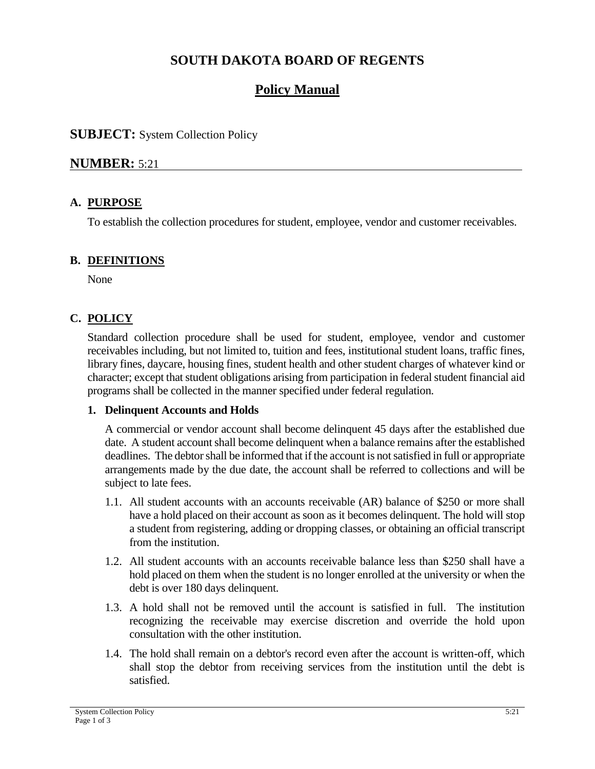# SOUTH DAKOTA BOARD OF REGENTS

## Policy Manual

**SUBJECT:** System Collection Policy

**NUMBER:** 5:21

### A. PURPOSE

To establish the collection procedures for student, employee, vendor and customer receivables.

### B. DEFINITIONS

None

### C. POLICY

Standard collection procedure shall be used for student, employee, vendor and customer receivables including, but not limited to, tuition and fees, institutional student loans, traffic fines, library fines, daycare, housing fines, student health and other student charges of whatever kind or character; except that student obligations arising from participation in federal student financial aid programs shall be collected in the manner specified under federal regulation.

#### 1. Delinquent Accounts and Holds

A commercial or vendor account shall become delinquent 45 days after the established due date. A student account shall become delinquent when a balance remains after the established deadlines. The debtor shall be informed that if the account is not satisfied in full or appropriate arrangements made by the due date, the account shall be referred to collections and will be subject to late fees.

1.1. All student accounts with an accounts receivable (AR) balance of $250 or more shall have a hold placed on their account as soon as it becomes delinquent. The hold will stop a student from registering, adding or dropping classes, or obtaining an official transcript from the institution.

1.2. All student accounts with an accounts receivable balance less than $250 shall have a hold placed on them when the student is no longer enrolled at the university or when the debt is over 180 days delinquent.

1.3. A hold shall not be removed until the account is satisfied in full. The institution recognizing the receivable may exercise discretion and override the hold upon consultation with the other institution.

1.4. The hold shall remain on a debtor's record even after the account is written-off, which shall stop the debtor from receiving services from the institution until the debt is satisfied.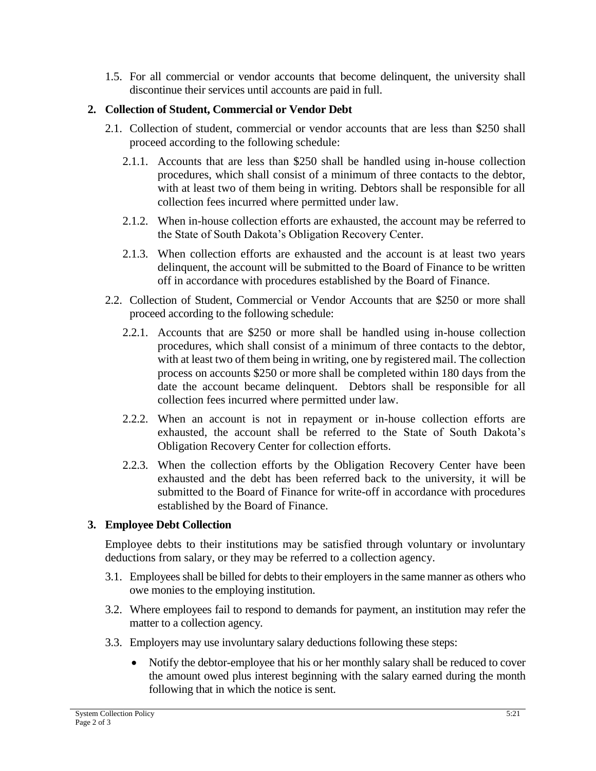1.5. For all commercial or vendor accounts that become delinquent, the university shall discontinue their services until accounts are paid in full.

## 2. Collection of Student, Commercial or Vendor Debt

2.1. Collection of student, commercial or vendor accounts that are less than $250 shall proceed according to the following schedule:

2.1.1. Accounts that are less than $250 shall be handled using in-house collection procedures, which shall consist of a minimum of three contacts to the debtor, with at least two of them being in writing. Debtors shall be responsible for all collection fees incurred where permitted under law.

2.1.2. When in-house collection efforts are exhausted, the account may be referred to the State of South Dakota's Obligation Recovery Center.

2.1.3. When collection efforts are exhausted and the account is at least two years delinquent, the account will be submitted to the Board of Finance to be written off in accordance with procedures established by the Board of Finance.

2.2. Collection of Student, Commercial or Vendor Accounts that are $250 or more shall proceed according to the following schedule:

2.2.1. Accounts that are $250 or more shall be handled using in-house collection procedures, which shall consist of a minimum of three contacts to the debtor, with at least two of them being in writing, one by registered mail. The collection process on accounts $250 or more shall be completed within 180 days from the date the account became delinquent. Debtors shall be responsible for all collection fees incurred where permitted under law.

2.2.2. When an account is not in repayment or in-house collection efforts are exhausted, the account shall be referred to the State of South Dakota's Obligation Recovery Center for collection efforts.

2.2.3. When the collection efforts by the Obligation Recovery Center have been exhausted and the debt has been referred back to the university, it will be submitted to the Board of Finance for write-off in accordance with procedures established by the Board of Finance.

## 3. Employee Debt Collection

Employee debts to their institutions may be satisfied through voluntary or involuntary deductions from salary, or they may be referred to a collection agency.

3.1. Employees shall be billed for debts to their employers in the same manner as others who owe monies to the employing institution.

3.2. Where employees fail to respond to demands for payment, an institution may refer the matter to a collection agency.

3.3. Employers may use involuntary salary deductions following these steps:

- Notify the debtor-employee that his or her monthly salary shall be reduced to cover the amount owed plus interest beginning with the salary earned during the month following that in which the notice is sent.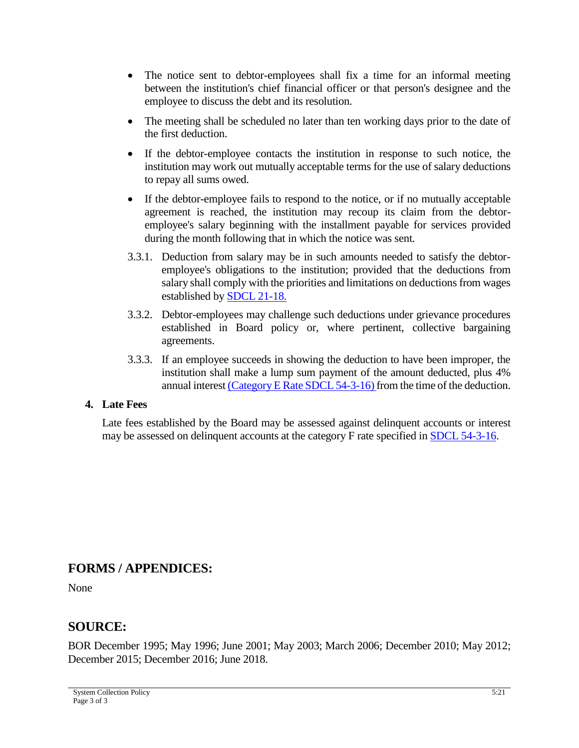- The notice sent to debtor-employees shall fix a time for an informal meeting between the institution's chief financial officer or that person's designee and the employee to discuss the debt and its resolution.
- The meeting shall be scheduled no later than ten working days prior to the date of the first deduction.
- If the debtor-employee contacts the institution in response to such notice, the institution may work out mutually acceptable terms for the use of salary deductions to repay all sums owed.
- If the debtor-employee fails to respond to the notice, or if no mutually acceptable agreement is reached, the institution may recoup its claim from the debtor-employee's salary beginning with the installment payable for services provided during the month following that in which the notice was sent.

3.3.1. Deduction from salary may be in such amounts needed to satisfy the debtor-employee's obligations to the institution; provided that the deductions from salary shall comply with the priorities and limitations on deductions from wages established by SDCL 21-18.

3.3.2. Debtor-employees may challenge such deductions under grievance procedures established in Board policy or, where pertinent, collective bargaining agreements.

3.3.3. If an employee succeeds in showing the deduction to have been improper, the institution shall make a lump sum payment of the amount deducted, plus 4% annual interest (Category E Rate SDCL 54-3-16) from the time of the deduction.

**4. Late Fees**

Late fees established by the Board may be assessed against delinquent accounts or interest may be assessed on delinquent accounts at the category F rate specified in SDCL 54-3-16.

## FORMS / APPENDICES:

None

## SOURCE:

BOR December 1995; May 1996; June 2001; May 2003; March 2006; December 2010; May 2012; December 2015; December 2016; June 2018.